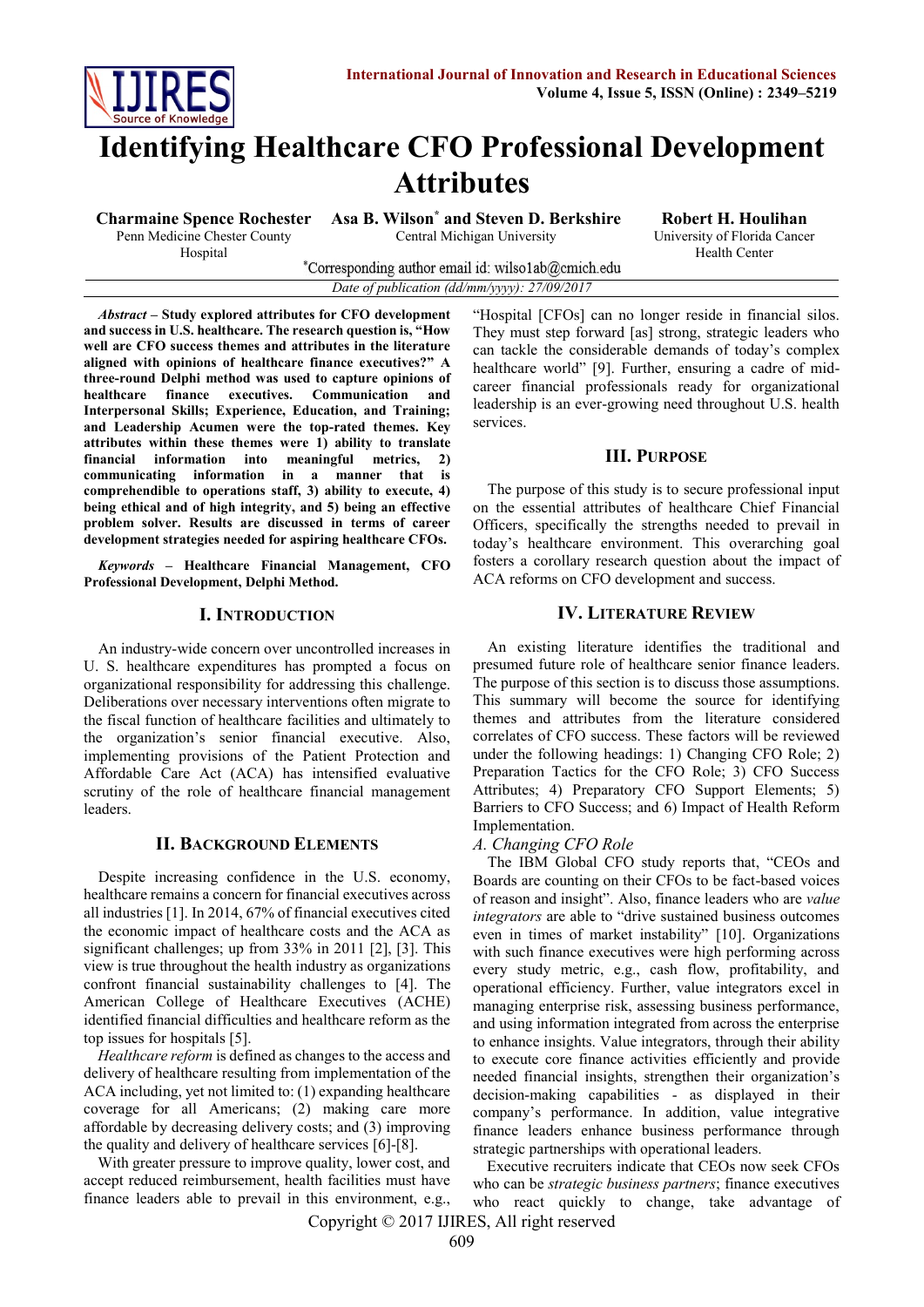# Identifying Healthcare CFO Professional Development Attributes

**Charmaine Spence Rochester**
Penn Medicine Chester County Hospital

**Asa B. Wilson*** **and Steven D. Berkshire**
Central Michigan University

**Robert H. Houlihan**
University of Florida Cancer Health Center

*Corresponding author email id: wilso1ab@cmich.edu

*Date of publication (dd/mm/yyyy): 27/09/2017*

***Abstract* – Study explored attributes for CFO development and success in U.S. healthcare. The research question is, "How well are CFO success themes and attributes in the literature aligned with opinions of healthcare finance executives?" A three-round Delphi method was used to capture opinions of healthcare finance executives. Communication and Interpersonal Skills; Experience, Education, and Training; and Leadership Acumen were the top-rated themes. Key attributes within these themes were 1) ability to translate financial information into meaningful metrics, 2) communicating information in a manner that is comprehendible to operations staff, 3) ability to execute, 4) being ethical and of high integrity, and 5) being an effective problem solver. Results are discussed in terms of career development strategies needed for aspiring healthcare CFOs.**

***Keywords* – Healthcare Financial Management, CFO Professional Development, Delphi Method.**

## I. Introduction

An industry-wide concern over uncontrolled increases in U. S. healthcare expenditures has prompted a focus on organizational responsibility for addressing this challenge. Deliberations over necessary interventions often migrate to the fiscal function of healthcare facilities and ultimately to the organization's senior financial executive. Also, implementing provisions of the Patient Protection and Affordable Care Act (ACA) has intensified evaluative scrutiny of the role of healthcare financial management leaders.

## II. Background Elements

Despite increasing confidence in the U.S. economy, healthcare remains a concern for financial executives across all industries [1]. In 2014, 67% of financial executives cited the economic impact of healthcare costs and the ACA as significant challenges; up from 33% in 2011 [2], [3]. This view is true throughout the health industry as organizations confront financial sustainability challenges to [4]. The American College of Healthcare Executives (ACHE) identified financial difficulties and healthcare reform as the top issues for hospitals [5].

*Healthcare reform* is defined as changes to the access and delivery of healthcare resulting from implementation of the ACA including, yet not limited to: (1) expanding healthcare coverage for all Americans; (2) making care more affordable by decreasing delivery costs; and (3) improving the quality and delivery of healthcare services [6]-[8].

With greater pressure to improve quality, lower cost, and accept reduced reimbursement, health facilities must have finance leaders able to prevail in this environment, e.g., "Hospital [CFOs] can no longer reside in financial silos. They must step forward [as] strong, strategic leaders who can tackle the considerable demands of today's complex healthcare world" [9]. Further, ensuring a cadre of mid-career financial professionals ready for organizational leadership is an ever-growing need throughout U.S. health services.

## III. Purpose

The purpose of this study is to secure professional input on the essential attributes of healthcare Chief Financial Officers, specifically the strengths needed to prevail in today's healthcare environment. This overarching goal fosters a corollary research question about the impact of ACA reforms on CFO development and success.

## IV. Literature Review

An existing literature identifies the traditional and presumed future role of healthcare senior finance leaders. The purpose of this section is to discuss those assumptions. This summary will become the source for identifying themes and attributes from the literature considered correlates of CFO success. These factors will be reviewed under the following headings: 1) Changing CFO Role; 2) Preparation Tactics for the CFO Role; 3) CFO Success Attributes; 4) Preparatory CFO Support Elements; 5) Barriers to CFO Success; and 6) Impact of Health Reform Implementation.

### *A. Changing CFO Role*

The IBM Global CFO study reports that, "CEOs and Boards are counting on their CFOs to be fact-based voices of reason and insight". Also, finance leaders who are *value integrators* are able to "drive sustained business outcomes even in times of market instability" [10]. Organizations with such finance executives were high performing across every study metric, e.g., cash flow, profitability, and operational efficiency. Further, value integrators excel in managing enterprise risk, assessing business performance, and using information integrated from across the enterprise to enhance insights. Value integrators, through their ability to execute core finance activities efficiently and provide needed financial insights, strengthen their organization's decision-making capabilities - as displayed in their company's performance. In addition, value integrative finance leaders enhance business performance through strategic partnerships with operational leaders.

Executive recruiters indicate that CEOs now seek CFOs who can be *strategic business partners*; finance executives who react quickly to change, take advantage of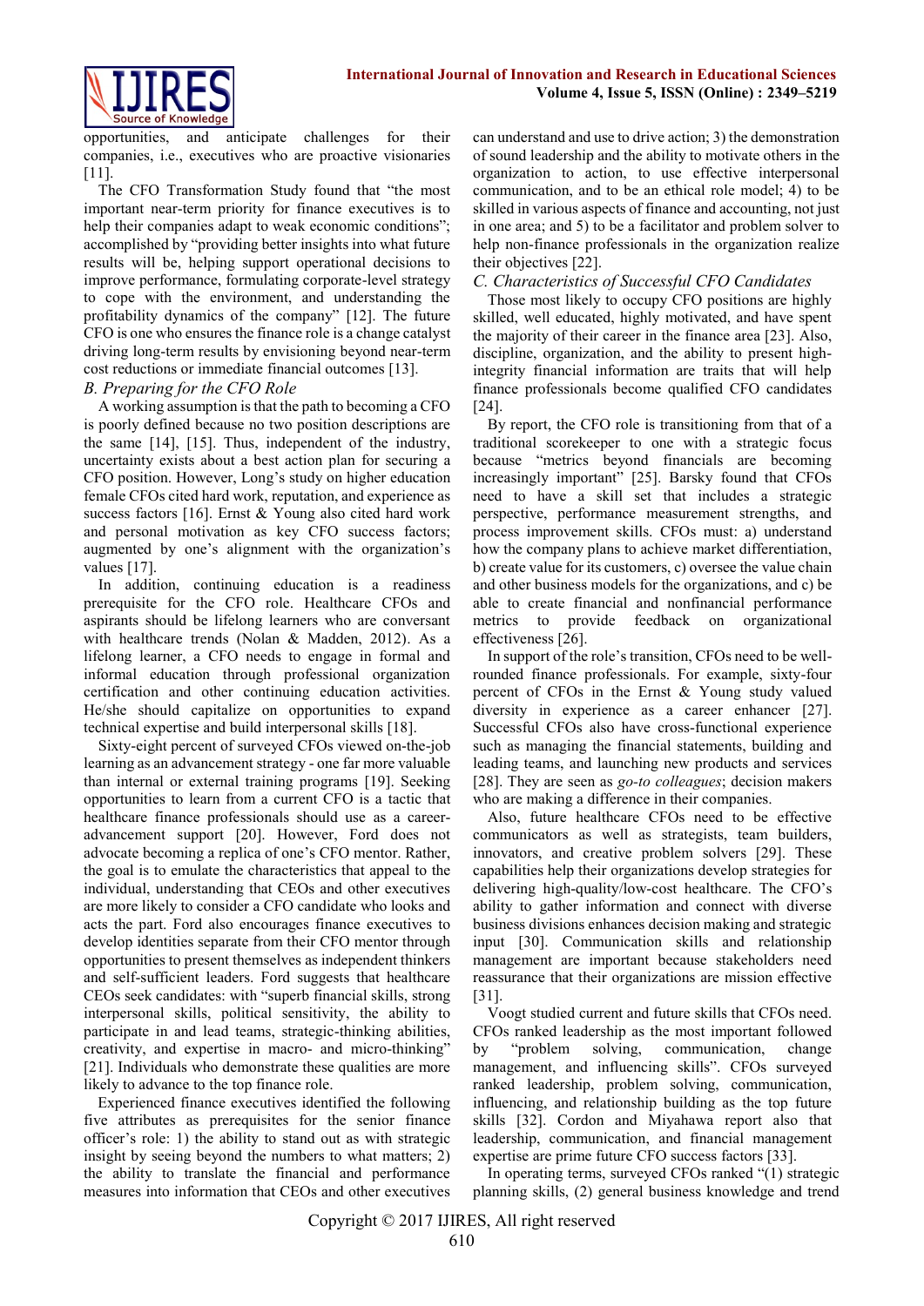opportunities, and anticipate challenges for their companies, i.e., executives who are proactive visionaries [11].

The CFO Transformation Study found that "the most important near-term priority for finance executives is to help their companies adapt to weak economic conditions"; accomplished by "providing better insights into what future results will be, helping support operational decisions to improve performance, formulating corporate-level strategy to cope with the environment, and understanding the profitability dynamics of the company" [12]. The future CFO is one who ensures the finance role is a change catalyst driving long-term results by envisioning beyond near-term cost reductions or immediate financial outcomes [13].

### *B. Preparing for the CFO Role*

A working assumption is that the path to becoming a CFO is poorly defined because no two position descriptions are the same [14], [15]. Thus, independent of the industry, uncertainty exists about a best action plan for securing a CFO position. However, Long's study on higher education female CFOs cited hard work, reputation, and experience as success factors [16]. Ernst & Young also cited hard work and personal motivation as key CFO success factors; augmented by one's alignment with the organization's values [17].

In addition, continuing education is a readiness prerequisite for the CFO role. Healthcare CFOs and aspirants should be lifelong learners who are conversant with healthcare trends (Nolan & Madden, 2012). As a lifelong learner, a CFO needs to engage in formal and informal education through professional organization certification and other continuing education activities. He/she should capitalize on opportunities to expand technical expertise and build interpersonal skills [18].

Sixty-eight percent of surveyed CFOs viewed on-the-job learning as an advancement strategy - one far more valuable than internal or external training programs [19]. Seeking opportunities to learn from a current CFO is a tactic that healthcare finance professionals should use as a career-advancement support [20]. However, Ford does not advocate becoming a replica of one's CFO mentor. Rather, the goal is to emulate the characteristics that appeal to the individual, understanding that CEOs and other executives are more likely to consider a CFO candidate who looks and acts the part. Ford also encourages finance executives to develop identities separate from their CFO mentor through opportunities to present themselves as independent thinkers and self-sufficient leaders. Ford suggests that healthcare CEOs seek candidates: with "superb financial skills, strong interpersonal skills, political sensitivity, the ability to participate in and lead teams, strategic-thinking abilities, creativity, and expertise in macro- and micro-thinking" [21]. Individuals who demonstrate these qualities are more likely to advance to the top finance role.

Experienced finance executives identified the following five attributes as prerequisites for the senior finance officer's role: 1) the ability to stand out as with strategic insight by seeing beyond the numbers to what matters; 2) the ability to translate the financial and performance measures into information that CEOs and other executives can understand and use to drive action; 3) the demonstration of sound leadership and the ability to motivate others in the organization to action, to use effective interpersonal communication, and to be an ethical role model; 4) to be skilled in various aspects of finance and accounting, not just in one area; and 5) to be a facilitator and problem solver to help non-finance professionals in the organization realize their objectives [22].

### *C. Characteristics of Successful CFO Candidates*

Those most likely to occupy CFO positions are highly skilled, well educated, highly motivated, and have spent the majority of their career in the finance area [23]. Also, discipline, organization, and the ability to present high-integrity financial information are traits that will help finance professionals become qualified CFO candidates [24].

By report, the CFO role is transitioning from that of a traditional scorekeeper to one with a strategic focus because "metrics beyond financials are becoming increasingly important" [25]. Barsky found that CFOs need to have a skill set that includes a strategic perspective, performance measurement strengths, and process improvement skills. CFOs must: a) understand how the company plans to achieve market differentiation, b) create value for its customers, c) oversee the value chain and other business models for the organizations, and c) be able to create financial and nonfinancial performance metrics to provide feedback on organizational effectiveness [26].

In support of the role's transition, CFOs need to be well-rounded finance professionals. For example, sixty-four percent of CFOs in the Ernst & Young study valued diversity in experience as a career enhancer [27]. Successful CFOs also have cross-functional experience such as managing the financial statements, building and leading teams, and launching new products and services [28]. They are seen as *go-to colleagues*; decision makers who are making a difference in their companies.

Also, future healthcare CFOs need to be effective communicators as well as strategists, team builders, innovators, and creative problem solvers [29]. These capabilities help their organizations develop strategies for delivering high-quality/low-cost healthcare. The CFO's ability to gather information and connect with diverse business divisions enhances decision making and strategic input [30]. Communication skills and relationship management are important because stakeholders need reassurance that their organizations are mission effective [31].

Voogt studied current and future skills that CFOs need. CFOs ranked leadership as the most important followed by "problem solving, communication, change management, and influencing skills". CFOs surveyed ranked leadership, problem solving, communication, influencing, and relationship building as the top future skills [32]. Cordon and Miyahawa report also that leadership, communication, and financial management expertise are prime future CFO success factors [33].

In operating terms, surveyed CFOs ranked "(1) strategic planning skills, (2) general business knowledge and trend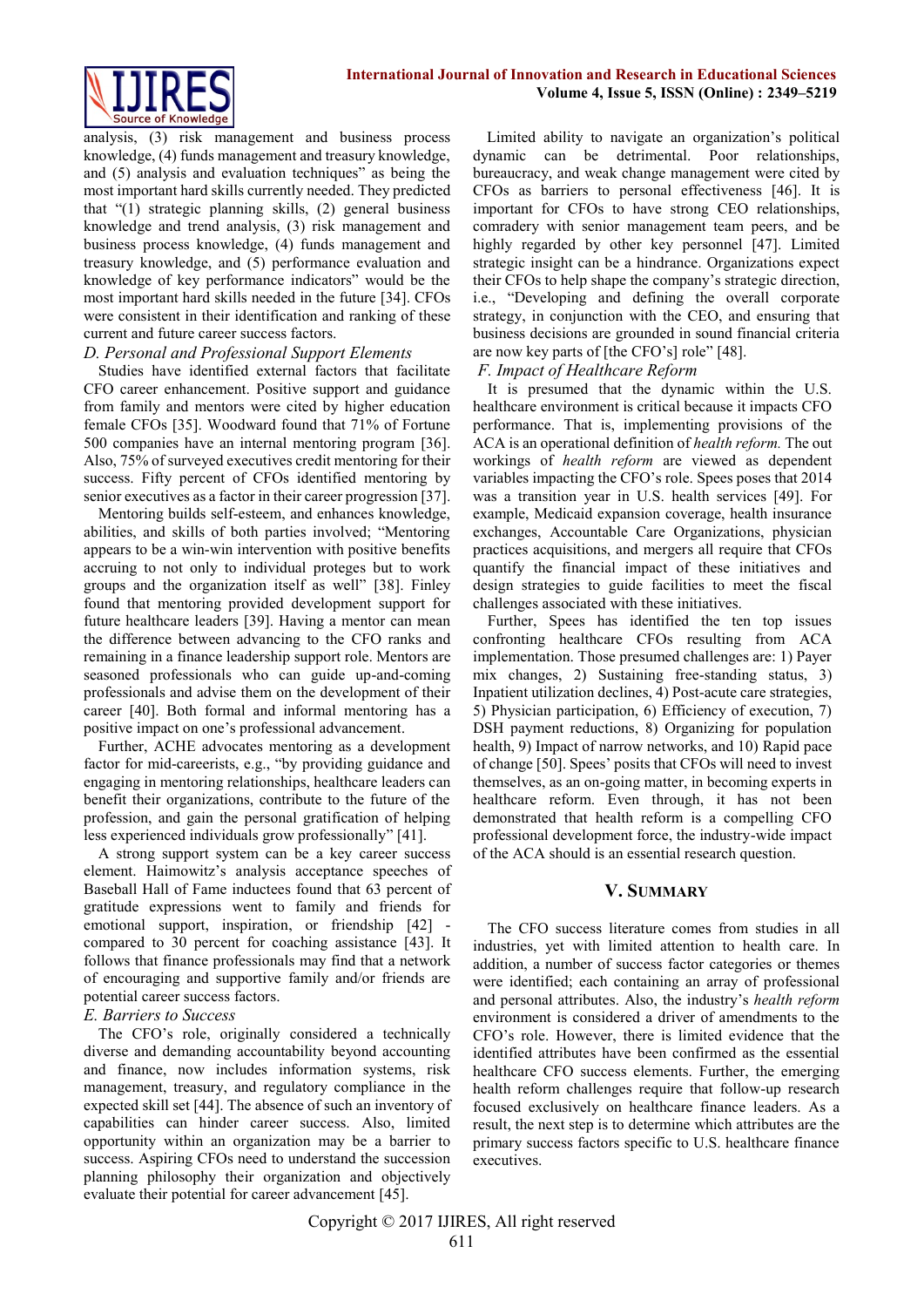analysis, (3) risk management and business process knowledge, (4) funds management and treasury knowledge, and (5) analysis and evaluation techniques" as being the most important hard skills currently needed. They predicted that "(1) strategic planning skills, (2) general business knowledge and trend analysis, (3) risk management and business process knowledge, (4) funds management and treasury knowledge, and (5) performance evaluation and knowledge of key performance indicators" would be the most important hard skills needed in the future [34]. CFOs were consistent in their identification and ranking of these current and future career success factors.

### *D. Personal and Professional Support Elements*

Studies have identified external factors that facilitate CFO career enhancement. Positive support and guidance from family and mentors were cited by higher education female CFOs [35]. Woodward found that 71% of Fortune 500 companies have an internal mentoring program [36]. Also, 75% of surveyed executives credit mentoring for their success. Fifty percent of CFOs identified mentoring by senior executives as a factor in their career progression [37].

Mentoring builds self-esteem, and enhances knowledge, abilities, and skills of both parties involved; "Mentoring appears to be a win-win intervention with positive benefits accruing to not only to individual proteges but to work groups and the organization itself as well" [38]. Finley found that mentoring provided development support for future healthcare leaders [39]. Having a mentor can mean the difference between advancing to the CFO ranks and remaining in a finance leadership support role. Mentors are seasoned professionals who can guide up-and-coming professionals and advise them on the development of their career [40]. Both formal and informal mentoring has a positive impact on one's professional advancement.

Further, ACHE advocates mentoring as a development factor for mid-careerists, e.g., "by providing guidance and engaging in mentoring relationships, healthcare leaders can benefit their organizations, contribute to the future of the profession, and gain the personal gratification of helping less experienced individuals grow professionally" [41].

A strong support system can be a key career success element. Haimowitz's analysis acceptance speeches of Baseball Hall of Fame inductees found that 63 percent of gratitude expressions went to family and friends for emotional support, inspiration, or friendship [42] - compared to 30 percent for coaching assistance [43]. It follows that finance professionals may find that a network of encouraging and supportive family and/or friends are potential career success factors.

### *E. Barriers to Success*

The CFO's role, originally considered a technically diverse and demanding accountability beyond accounting and finance, now includes information systems, risk management, treasury, and regulatory compliance in the expected skill set [44]. The absence of such an inventory of capabilities can hinder career success. Also, limited opportunity within an organization may be a barrier to success. Aspiring CFOs need to understand the succession planning philosophy their organization and objectively evaluate their potential for career advancement [45].

Limited ability to navigate an organization's political dynamic can be detrimental. Poor relationships, bureaucracy, and weak change management were cited by CFOs as barriers to personal effectiveness [46]. It is important for CFOs to have strong CEO relationships, comradery with senior management team peers, and be highly regarded by other key personnel [47]. Limited strategic insight can be a hindrance. Organizations expect their CFOs to help shape the company's strategic direction, i.e., "Developing and defining the overall corporate strategy, in conjunction with the CEO, and ensuring that business decisions are grounded in sound financial criteria are now key parts of [the CFO's] role" [48].

### *F. Impact of Healthcare Reform*

It is presumed that the dynamic within the U.S. healthcare environment is critical because it impacts CFO performance. That is, implementing provisions of the ACA is an operational definition of *health reform.* The out workings of *health reform* are viewed as dependent variables impacting the CFO's role. Spees poses that 2014 was a transition year in U.S. health services [49]. For example, Medicaid expansion coverage, health insurance exchanges, Accountable Care Organizations, physician practices acquisitions, and mergers all require that CFOs quantify the financial impact of these initiatives and design strategies to guide facilities to meet the fiscal challenges associated with these initiatives.

Further, Spees has identified the ten top issues confronting healthcare CFOs resulting from ACA implementation. Those presumed challenges are: 1) Payer mix changes, 2) Sustaining free-standing status, 3) Inpatient utilization declines, 4) Post-acute care strategies, 5) Physician participation, 6) Efficiency of execution, 7) DSH payment reductions, 8) Organizing for population health, 9) Impact of narrow networks, and 10) Rapid pace of change [50]. Spees' posits that CFOs will need to invest themselves, as an on-going matter, in becoming experts in healthcare reform. Even through, it has not been demonstrated that health reform is a compelling CFO professional development force, the industry-wide impact of the ACA should is an essential research question.

## V. Summary

The CFO success literature comes from studies in all industries, yet with limited attention to health care. In addition, a number of success factor categories or themes were identified; each containing an array of professional and personal attributes. Also, the industry's *health reform* environment is considered a driver of amendments to the CFO's role. However, there is limited evidence that the identified attributes have been confirmed as the essential healthcare CFO success elements. Further, the emerging health reform challenges require that follow-up research focused exclusively on healthcare finance leaders. As a result, the next step is to determine which attributes are the primary success factors specific to U.S. healthcare finance executives.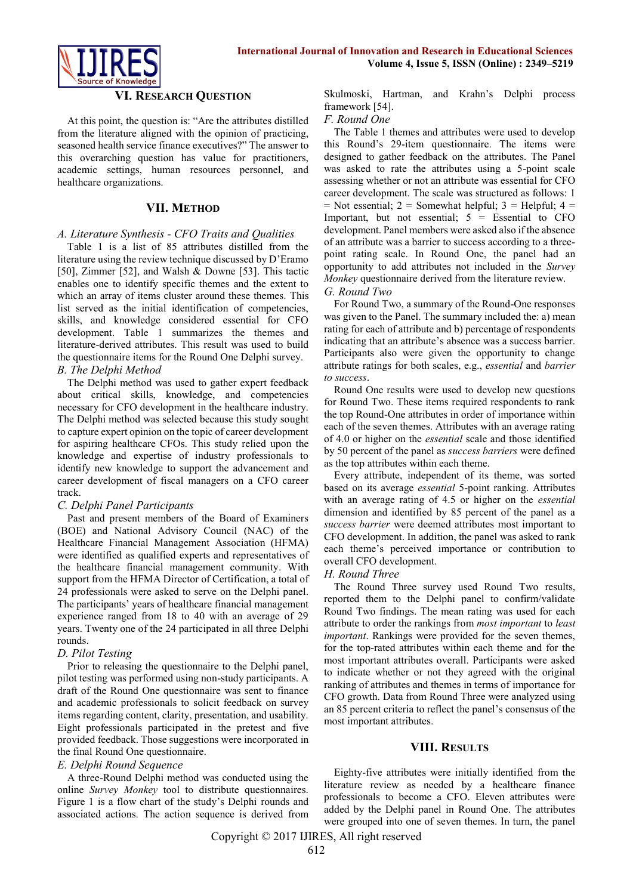## VI. Research Question

At this point, the question is: "Are the attributes distilled from the literature aligned with the opinion of practicing, seasoned health service finance executives?" The answer to this overarching question has value for practitioners, academic settings, human resources personnel, and healthcare organizations.

## VII. Method

### *A. Literature Synthesis - CFO Traits and Qualities*

Table 1 is a list of 85 attributes distilled from the literature using the review technique discussed by D'Eramo [50], Zimmer [52], and Walsh & Downe [53]. This tactic enables one to identify specific themes and the extent to which an array of items cluster around these themes. This list served as the initial identification of competencies, skills, and knowledge considered essential for CFO development. Table 1 summarizes the themes and literature-derived attributes. This result was used to build the questionnaire items for the Round One Delphi survey.

### *B. The Delphi Method*

The Delphi method was used to gather expert feedback about critical skills, knowledge, and competencies necessary for CFO development in the healthcare industry. The Delphi method was selected because this study sought to capture expert opinion on the topic of career development for aspiring healthcare CFOs. This study relied upon the knowledge and expertise of industry professionals to identify new knowledge to support the advancement and career development of fiscal managers on a CFO career track.

### *C. Delphi Panel Participants*

Past and present members of the Board of Examiners (BOE) and National Advisory Council (NAC) of the Healthcare Financial Management Association (HFMA) were identified as qualified experts and representatives of the healthcare financial management community. With support from the HFMA Director of Certification, a total of 24 professionals were asked to serve on the Delphi panel. The participants' years of healthcare financial management experience ranged from 18 to 40 with an average of 29 years. Twenty one of the 24 participated in all three Delphi rounds.

### *D. Pilot Testing*

Prior to releasing the questionnaire to the Delphi panel, pilot testing was performed using non-study participants. A draft of the Round One questionnaire was sent to finance and academic professionals to solicit feedback on survey items regarding content, clarity, presentation, and usability. Eight professionals participated in the pretest and five provided feedback. Those suggestions were incorporated in the final Round One questionnaire.

### *E. Delphi Round Sequence*

A three-Round Delphi method was conducted using the online *Survey Monkey* tool to distribute questionnaires. Figure 1 is a flow chart of the study's Delphi rounds and associated actions. The action sequence is derived from Skulmoski, Hartman, and Krahn's Delphi process framework [54].

### *F. Round One*

The Table 1 themes and attributes were used to develop this Round's 29-item questionnaire. The items were designed to gather feedback on the attributes. The Panel was asked to rate the attributes using a 5-point scale assessing whether or not an attribute was essential for CFO career development. The scale was structured as follows: 1 = Not essential; 2 = Somewhat helpful; 3 = Helpful; 4 = Important, but not essential; 5 = Essential to CFO development. Panel members were asked also if the absence of an attribute was a barrier to success according to a three-point rating scale. In Round One, the panel had an opportunity to add attributes not included in the *Survey Monkey* questionnaire derived from the literature review.

### *G. Round Two*

For Round Two, a summary of the Round-One responses was given to the Panel. The summary included the: a) mean rating for each of attribute and b) percentage of respondents indicating that an attribute's absence was a success barrier. Participants also were given the opportunity to change attribute ratings for both scales, e.g., *essential* and *barrier to success*.

Round One results were used to develop new questions for Round Two. These items required respondents to rank the top Round-One attributes in order of importance within each of the seven themes. Attributes with an average rating of 4.0 or higher on the *essential* scale and those identified by 50 percent of the panel as *success barriers* were defined as the top attributes within each theme.

Every attribute, independent of its theme, was sorted based on its average *essential* 5-point ranking. Attributes with an average rating of 4.5 or higher on the *essential* dimension and identified by 85 percent of the panel as a *success barrier* were deemed attributes most important to CFO development. In addition, the panel was asked to rank each theme's perceived importance or contribution to overall CFO development.

### *H. Round Three*

The Round Three survey used Round Two results, reported them to the Delphi panel to confirm/validate Round Two findings. The mean rating was used for each attribute to order the rankings from *most important* to *least important*. Rankings were provided for the seven themes, for the top-rated attributes within each theme and for the most important attributes overall. Participants were asked to indicate whether or not they agreed with the original ranking of attributes and themes in terms of importance for CFO growth. Data from Round Three were analyzed using an 85 percent criteria to reflect the panel's consensus of the most important attributes.

## VIII. Results

Eighty-five attributes were initially identified from the literature review as needed by a healthcare finance professionals to become a CFO. Eleven attributes were added by the Delphi panel in Round One. The attributes were grouped into one of seven themes. In turn, the panel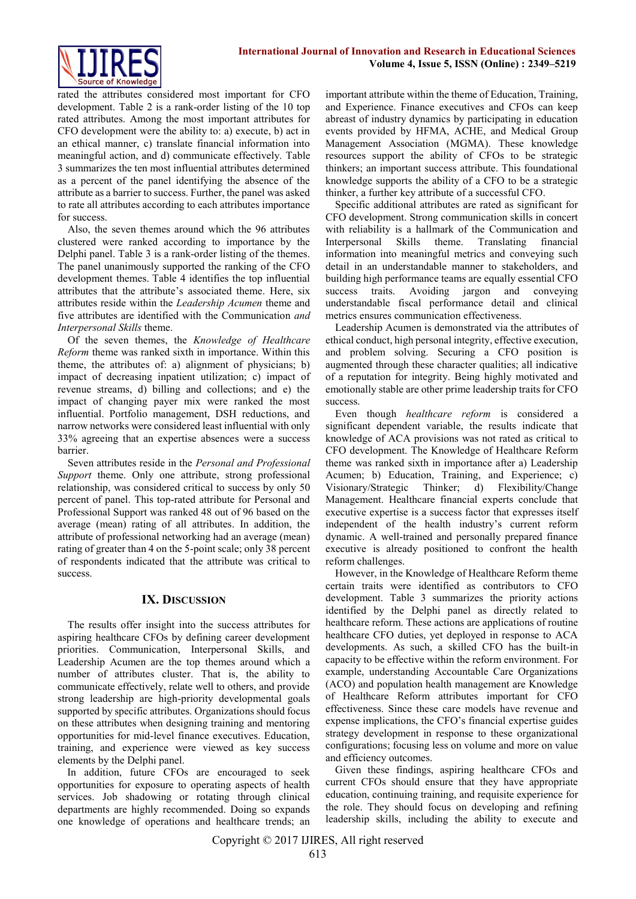rated the attributes considered most important for CFO development. Table 2 is a rank-order listing of the 10 top rated attributes. Among the most important attributes for CFO development were the ability to: a) execute, b) act in an ethical manner, c) translate financial information into meaningful action, and d) communicate effectively. Table 3 summarizes the ten most influential attributes determined as a percent of the panel identifying the absence of the attribute as a barrier to success. Further, the panel was asked to rate all attributes according to each attributes importance for success.

Also, the seven themes around which the 96 attributes clustered were ranked according to importance by the Delphi panel. Table 3 is a rank-order listing of the themes. The panel unanimously supported the ranking of the CFO development themes. Table 4 identifies the top influential attributes that the attribute's associated theme. Here, six attributes reside within the *Leadership Acumen* theme and five attributes are identified with the Communication *and Interpersonal Skills* theme.

Of the seven themes, the *Knowledge of Healthcare Reform* theme was ranked sixth in importance. Within this theme, the attributes of: a) alignment of physicians; b) impact of decreasing inpatient utilization; c) impact of revenue streams, d) billing and collections; and e) the impact of changing payer mix were ranked the most influential. Portfolio management, DSH reductions, and narrow networks were considered least influential with only 33% agreeing that an expertise absences were a success barrier.

Seven attributes reside in the *Personal and Professional Support* theme. Only one attribute, strong professional relationship, was considered critical to success by only 50 percent of panel. This top-rated attribute for Personal and Professional Support was ranked 48 out of 96 based on the average (mean) rating of all attributes. In addition, the attribute of professional networking had an average (mean) rating of greater than 4 on the 5-point scale; only 38 percent of respondents indicated that the attribute was critical to success.

## IX. Discussion

The results offer insight into the success attributes for aspiring healthcare CFOs by defining career development priorities. Communication, Interpersonal Skills, and Leadership Acumen are the top themes around which a number of attributes cluster. That is, the ability to communicate effectively, relate well to others, and provide strong leadership are high-priority developmental goals supported by specific attributes. Organizations should focus on these attributes when designing training and mentoring opportunities for mid-level finance executives. Education, training, and experience were viewed as key success elements by the Delphi panel.

In addition, future CFOs are encouraged to seek opportunities for exposure to operating aspects of health services. Job shadowing or rotating through clinical departments are highly recommended. Doing so expands one knowledge of operations and healthcare trends; an important attribute within the theme of Education, Training, and Experience. Finance executives and CFOs can keep abreast of industry dynamics by participating in education events provided by HFMA, ACHE, and Medical Group Management Association (MGMA). These knowledge resources support the ability of CFOs to be strategic thinkers; an important success attribute. This foundational knowledge supports the ability of a CFO to be a strategic thinker, a further key attribute of a successful CFO.

Specific additional attributes are rated as significant for CFO development. Strong communication skills in concert with reliability is a hallmark of the Communication and Interpersonal Skills theme. Translating financial information into meaningful metrics and conveying such detail in an understandable manner to stakeholders, and building high performance teams are equally essential CFO success traits. Avoiding jargon and conveying understandable fiscal performance detail and clinical metrics ensures communication effectiveness.

Leadership Acumen is demonstrated via the attributes of ethical conduct, high personal integrity, effective execution, and problem solving. Securing a CFO position is augmented through these character qualities; all indicative of a reputation for integrity. Being highly motivated and emotionally stable are other prime leadership traits for CFO success.

Even though *healthcare reform* is considered a significant dependent variable, the results indicate that knowledge of ACA provisions was not rated as critical to CFO development. The Knowledge of Healthcare Reform theme was ranked sixth in importance after a) Leadership Acumen; b) Education, Training, and Experience; c) Visionary/Strategic Thinker; d) Flexibility/Change Management. Healthcare financial experts conclude that executive expertise is a success factor that expresses itself independent of the health industry's current reform dynamic. A well-trained and personally prepared finance executive is already positioned to confront the health reform challenges.

However, in the Knowledge of Healthcare Reform theme certain traits were identified as contributors to CFO development. Table 3 summarizes the priority actions identified by the Delphi panel as directly related to healthcare reform. These actions are applications of routine healthcare CFO duties, yet deployed in response to ACA developments. As such, a skilled CFO has the built-in capacity to be effective within the reform environment. For example, understanding Accountable Care Organizations (ACO) and population health management are Knowledge of Healthcare Reform attributes important for CFO effectiveness. Since these care models have revenue and expense implications, the CFO's financial expertise guides strategy development in response to these organizational configurations; focusing less on volume and more on value and efficiency outcomes.

Given these findings, aspiring healthcare CFOs and current CFOs should ensure that they have appropriate education, continuing training, and requisite experience for the role. They should focus on developing and refining leadership skills, including the ability to execute and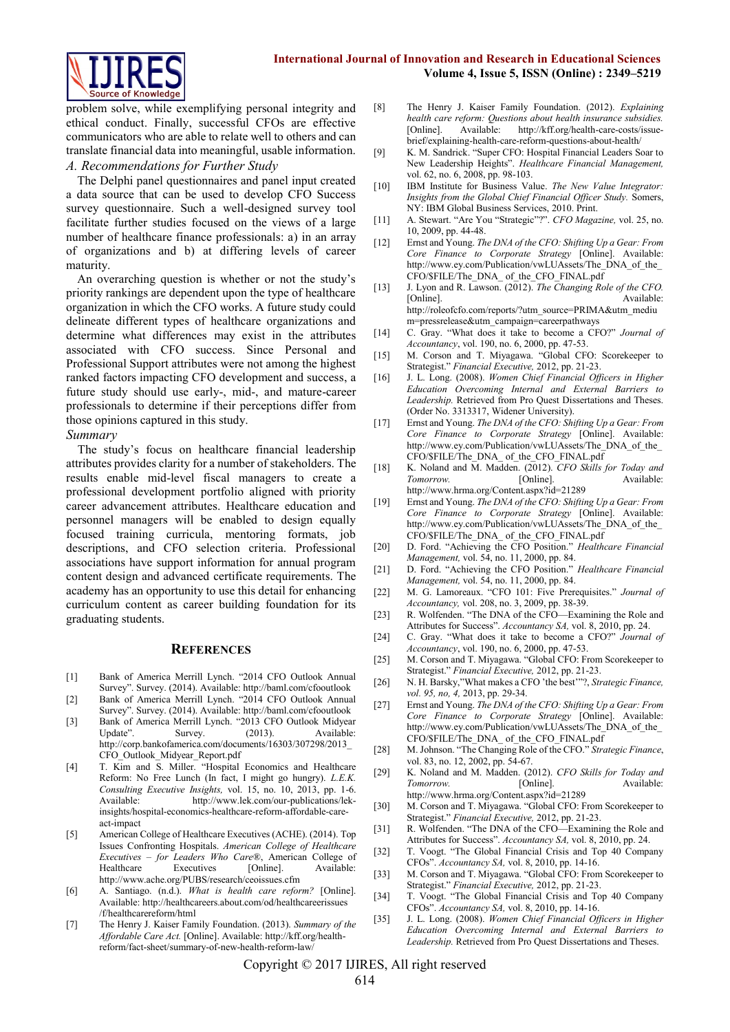problem solve, while exemplifying personal integrity and ethical conduct. Finally, successful CFOs are effective communicators who are able to relate well to others and can translate financial data into meaningful, usable information.

### A. Recommendations for Further Study

The Delphi panel questionnaires and panel input created a data source that can be used to develop CFO Success survey questionnaire. Such a well-designed survey tool facilitate further studies focused on the views of a large number of healthcare finance professionals: a) in an array of organizations and b) at differing levels of career maturity.

An overarching question is whether or not the study's priority rankings are dependent upon the type of healthcare organization in which the CFO works. A future study could delineate different types of healthcare organizations and determine what differences may exist in the attributes associated with CFO success. Since Personal and Professional Support attributes were not among the highest ranked factors impacting CFO development and success, a future study should use early-, mid-, and mature-career professionals to determine if their perceptions differ from those opinions captured in this study.

### *Summary*

The study's focus on healthcare financial leadership attributes provides clarity for a number of stakeholders. The results enable mid-level fiscal managers to create a professional development portfolio aligned with priority career advancement attributes. Healthcare education and personnel managers will be enabled to design equally focused training curricula, mentoring formats, job descriptions, and CFO selection criteria. Professional associations have support information for annual program content design and advanced certificate requirements. The academy has an opportunity to use this detail for enhancing curriculum content as career building foundation for its graduating students.

## References

[1] Bank of America Merrill Lynch. "2014 CFO Outlook Annual Survey". Survey. (2014). Available: http://baml.com/cfooutlook

[2] Bank of America Merrill Lynch. "2014 CFO Outlook Annual Survey". Survey. (2014). Available: http://baml.com/cfooutlook

[3] Bank of America Merrill Lynch. "2013 CFO Outlook Midyear Update". Survey. (2013). Available: http://corp.bankofamerica.com/documents/16303/307298/2013_CFO_Outlook_Midyear_Report.pdf

[4] T. Kim and S. Miller. "Hospital Economics and Healthcare Reform: No Free Lunch (In fact, I might go hungry). *L.E.K. Consulting Executive Insights,* vol. 15, no. 10, 2013, pp. 1-6. Available: http://www.lek.com/our-publications/lek-insights/hospital-economics-healthcare-reform-affordable-care-act-impact

[5] American College of Healthcare Executives (ACHE). (2014). Top Issues Confronting Hospitals. *American College of Healthcare Executives – for Leaders Who Care®*, American College of Healthcare Executives [Online]. Available: http://www.ache.org/PUBS/research/ceoissues.cfm

[6] A. Santiago. (n.d.). *What is health care reform?* [Online]. Available: http://healthcareers.about.com/od/healthcareerissues/f/healthcarereform/html

[7] The Henry J. Kaiser Family Foundation. (2013). *Summary of the Affordable Care Act.* [Online]. Available: http://kff.org/health-reform/fact-sheet/summary-of-new-health-reform-law/

[8] The Henry J. Kaiser Family Foundation. (2012). *Explaining health care reform: Questions about health insurance subsidies.* [Online]. Available: http://kff.org/health-care-costs/issue-brief/explaining-health-care-reform-questions-about-health/

[9] K. M. Sandrick. "Super CFO: Hospital Financial Leaders Soar to New Leadership Heights". *Healthcare Financial Management,* vol. 62, no. 6, 2008, pp. 98-103.

[10] IBM Institute for Business Value. *The New Value Integrator: Insights from the Global Chief Financial Officer Study.* Somers, NY: IBM Global Business Services, 2010. Print.

[11] A. Stewart. "Are You "Strategic"?". *CFO Magazine,* vol. 25, no. 10, 2009, pp. 44-48.

[12] Ernst and Young. *The DNA of the CFO: Shifting Up a Gear: From Core Finance to Corporate Strategy* [Online]. Available: http://www.ey.com/Publication/vwLUAssets/The_DNA_of_the_CFO/$FILE/The_DNA_ of_the_CFO_FINAL.pdf

[13] J. Lyon and R. Lawson. (2012). *The Changing Role of the CFO.* [Online]. Available: http://roleofcfo.com/reports/?utm_source=PRIMA&utm_medium=pressrelease&utm_campaign=careerpathways

[14] C. Gray. "What does it take to become a CFO?" *Journal of Accountancy*, vol. 190, no. 6, 2000, pp. 47-53.

[15] M. Corson and T. Miyagawa. "Global CFO: From Scorekeeper to Strategist." *Financial Executive,* 2012, pp. 21-23.

[16] J. L. Long. (2008). *Women Chief Financial Officers in Higher Education Overcoming Internal and External Barriers to Leadership.* Retrieved from Pro Quest Dissertations and Theses. (Order No. 3313317, Widener University).

[17] Ernst and Young. *The DNA of the CFO: Shifting Up a Gear: From Core Finance to Corporate Strategy* [Online]. Available: http://www.ey.com/Publication/vwLUAssets/The_DNA_of_the_CFO/$FILE/The_DNA_ of_the_CFO_FINAL.pdf

[18] K. Noland and M. Madden. (2012). *CFO Skills for Today and Tomorrow.* [Online]. Available: http://www.hrma.org/Content.aspx?id=21289

[19] Ernst and Young. *The DNA of the CFO: Shifting Up a Gear: From Core Finance to Corporate Strategy* [Online]. Available: http://www.ey.com/Publication/vwLUAssets/The_DNA_of_the_CFO/$FILE/The_DNA_ of_the_CFO_FINAL.pdf

[20] D. Ford. "Achieving the CFO Position." *Healthcare Financial Management,* vol. 54, no. 11, 2000, pp. 84.

[21] D. Ford. "Achieving the CFO Position." *Healthcare Financial Management,* vol. 54, no. 11, 2000, pp. 84.

[22] M. G. Lamoreaux. "CFO 101: Five Prerequisites." *Journal of Accountancy,* vol. 208, no. 3, 2009, pp. 38-39.

[23] R. Wolfenden. "The DNA of the CFO—Examining the Role and Attributes for Success". *Accountancy SA,* vol. 8, 2010, pp. 24.

[24] C. Gray. "What does it take to become a CFO?" *Journal of Accountancy*, vol. 190, no. 6, 2000, pp. 47-53.

[25] M. Corson and T. Miyagawa. "Global CFO: From Scorekeeper to Strategist." *Financial Executive,* 2012, pp. 21-23.

[26] N. H. Barsky,"What makes a CFO 'the best'"?, *Strategic Finance, vol. 95, no, 4,* 2013, pp. 29-34.

[27] Ernst and Young. *The DNA of the CFO: Shifting Up a Gear: From Core Finance to Corporate Strategy* [Online]. Available: http://www.ey.com/Publication/vwLUAssets/The_DNA_of_the_CFO/$FILE/The_DNA_ of_the_CFO_FINAL.pdf

[28] M. Johnson. "The Changing Role of the CFO." *Strategic Finance*, vol. 83, no. 12, 2002, pp. 54-67.

[29] K. Noland and M. Madden. (2012). *CFO Skills for Today and Tomorrow.* [Online]. Available: http://www.hrma.org/Content.aspx?id=21289

[30] M. Corson and T. Miyagawa. "Global CFO: From Scorekeeper to Strategist." *Financial Executive,* 2012, pp. 21-23.

[31] R. Wolfenden. "The DNA of the CFO—Examining the Role and Attributes for Success". *Accountancy SA,* vol. 8, 2010, pp. 24.

[32] T. Voogt. "The Global Financial Crisis and Top 40 Company CFOs". *Accountancy SA,* vol. 8, 2010, pp. 14-16.

[33] M. Corson and T. Miyagawa. "Global CFO: From Scorekeeper to Strategist." *Financial Executive,* 2012, pp. 21-23.

[34] T. Voogt. "The Global Financial Crisis and Top 40 Company CFOs". *Accountancy SA,* vol. 8, 2010, pp. 14-16.

[35] J. L. Long. (2008). *Women Chief Financial Officers in Higher Education Overcoming Internal and External Barriers to Leadership.* Retrieved from Pro Quest Dissertations and Theses.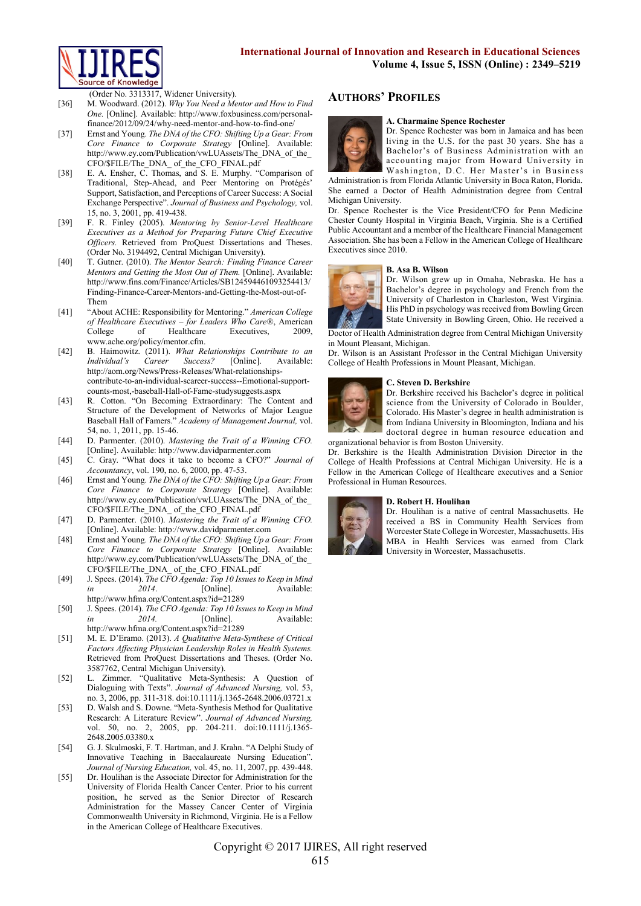(Order No. 3313317, Widener University).

[36] M. Woodward. (2012). *Why You Need a Mentor and How to Find One.* [Online]. Available: http://www.foxbusiness.com/personal-finance/2012/09/24/why-need-mentor-and-how-to-find-one/

[37] Ernst and Young. *The DNA of the CFO: Shifting Up a Gear: From Core Finance to Corporate Strategy* [Online]. Available: http://www.ey.com/Publication/vwLUAssets/The_DNA_of_the_CFO/$FILE/The_DNA_ of_the_CFO_FINAL.pdf

[38] E. A. Ensher, C. Thomas, and S. E. Murphy. "Comparison of Traditional, Step-Ahead, and Peer Mentoring on Protégés' Support, Satisfaction, and Perceptions of Career Success: A Social Exchange Perspective". *Journal of Business and Psychology,* vol. 15, no. 3, 2001, pp. 419-438.

[39] F. R. Finley (2005). *Mentoring by Senior-Level Healthcare Executives as a Method for Preparing Future Chief Executive Officers.* Retrieved from ProQuest Dissertations and Theses. (Order No. 3194492, Central Michigan University).

[40] T. Gutner. (2010). *The Mentor Search: Finding Finance Career Mentors and Getting the Most Out of Them.* [Online]. Available: http://www.fins.com/Finance/Articles/SB124594461093254413/Finding-Finance-Career-Mentors-and-Getting-the-Most-out-of-Them

[41] "About ACHE: Responsibility for Mentoring." *American College of Healthcare Executives – for Leaders Who Care®*, American College of Healthcare Executives, 2009, www.ache.org/policy/mentor.cfm.

[42] B. Haimowitz. (2011). *What Relationships Contribute to an Individual's Career Success?* [Online]. Available: http://aom.org/News/Press-Releases/What-relationships-contribute-to-an-individual-scareer-success--Emotional-support-counts-most,-baseball-Hall-of-Fame-studysuggests.aspx

[43] R. Cotton. "On Becoming Extraordinary: The Content and Structure of the Development of Networks of Major League Baseball Hall of Famers." *Academy of Management Journal,* vol. 54, no. 1, 2011, pp. 15-46.

[44] D. Parmenter. (2010). *Mastering the Trait of a Winning CFO.* [Online]. Available: http://www.davidparmenter.com

[45] C. Gray. "What does it take to become a CFO?" *Journal of Accountancy*, vol. 190, no. 6, 2000, pp. 47-53.

[46] Ernst and Young. *The DNA of the CFO: Shifting Up a Gear: From Core Finance to Corporate Strategy* [Online]. Available: http://www.ey.com/Publication/vwLUAssets/The_DNA_of_the_CFO/$FILE/The_DNA_ of_the_CFO_FINAL.pdf

[47] D. Parmenter. (2010). *Mastering the Trait of a Winning CFO.* [Online]. Available: http://www.davidparmenter.com

[48] Ernst and Young. *The DNA of the CFO: Shifting Up a Gear: From Core Finance to Corporate Strategy* [Online]. Available: http://www.ey.com/Publication/vwLUAssets/The_DNA_of_the_CFO/$FILE/The_DNA_ of_the_CFO_FINAL.pdf

[49] J. Spees. (2014). *The CFO Agenda: Top 10 Issues to Keep in Mind in 2014*. [Online]. Available: http://www.hfma.org/Content.aspx?id=21289

[50] J. Spees. (2014). *The CFO Agenda: Top 10 Issues to Keep in Mind in 2014.* [Online]. Available: http://www.hfma.org/Content.aspx?id=21289

[51] M. E. D'Eramo. (2013). *A Qualitative Meta-Synthese of Critical Factors Affecting Physician Leadership Roles in Health Systems.* Retrieved from ProQuest Dissertations and Theses. (Order No. 3587762, Central Michigan University).

[52] L. Zimmer. "Qualitative Meta-Synthesis: A Question of Dialoguing with Texts". *Journal of Advanced Nursing,* vol. 53, no. 3, 2006, pp. 311-318. doi:10.1111/j.1365-2648.2006.03721.x

[53] D. Walsh and S. Downe. "Meta-Synthesis Method for Qualitative Research: A Literature Review". *Journal of Advanced Nursing,* vol. 50, no. 2, 2005, pp. 204-211. doi:10.1111/j.1365-2648.2005.03380.x

[54] G. J. Skulmoski, F. T. Hartman, and J. Krahn. "A Delphi Study of Innovative Teaching in Baccalaureate Nursing Education". *Journal of Nursing Education,* vol. 45, no. 11, 2007, pp. 439-448.

[55] Dr. Houlihan is the Associate Director for Administration for the University of Florida Health Cancer Center. Prior to his current position, he served as the Senior Director of Research Administration for the Massey Cancer Center of Virginia Commonwealth University in Richmond, Virginia. He is a Fellow in the American College of Healthcare Executives.

## Authors' Profiles

**A. Charmaine Spence Rochester**
Dr. Spence Rochester was born in Jamaica and has been living in the U.S. for the past 30 years. She has a Bachelor's of Business Administration with an accounting major from Howard University in Washington, D.C. Her Master's in Business Administration is from Florida Atlantic University in Boca Raton, Florida. She earned a Doctor of Health Administration degree from Central Michigan University.

Dr. Spence Rochester is the Vice President/CFO for Penn Medicine Chester County Hospital in Virginia Beach, Virginia. She is a Certified Public Accountant and a member of the Healthcare Financial Management Association. She has been a Fellow in the American College of Healthcare Executives since 2010.

**B. Asa B. Wilson**
Dr. Wilson grew up in Omaha, Nebraska. He has a Bachelor's degree in psychology and French from the University of Charleston in Charleston, West Virginia. His PhD in psychology was received from Bowling Green State University in Bowling Green, Ohio. He received a Doctor of Health Administration degree from Central Michigan University in Mount Pleasant, Michigan.

Dr. Wilson is an Assistant Professor in the Central Michigan University College of Health Professions in Mount Pleasant, Michigan.

**C. Steven D. Berkshire**
Dr. Berkshire received his Bachelor's degree in political science from the University of Colorado in Boulder, Colorado. His Master's degree in health administration is from Indiana University in Bloomington, Indiana and his doctoral degree in human resource education and organizational behavior is from Boston University.

Dr. Berkshire is the Health Administration Division Director in the College of Health Professions at Central Michigan University. He is a Fellow in the American College of Healthcare executives and a Senior Professional in Human Resources.

**D. Robert H. Houlihan**
Dr. Houlihan is a native of central Massachusetts. He received a BS in Community Health Services from Worcester State College in Worcester, Massachusetts. His MBA in Health Services was earned from Clark University in Worcester, Massachusetts.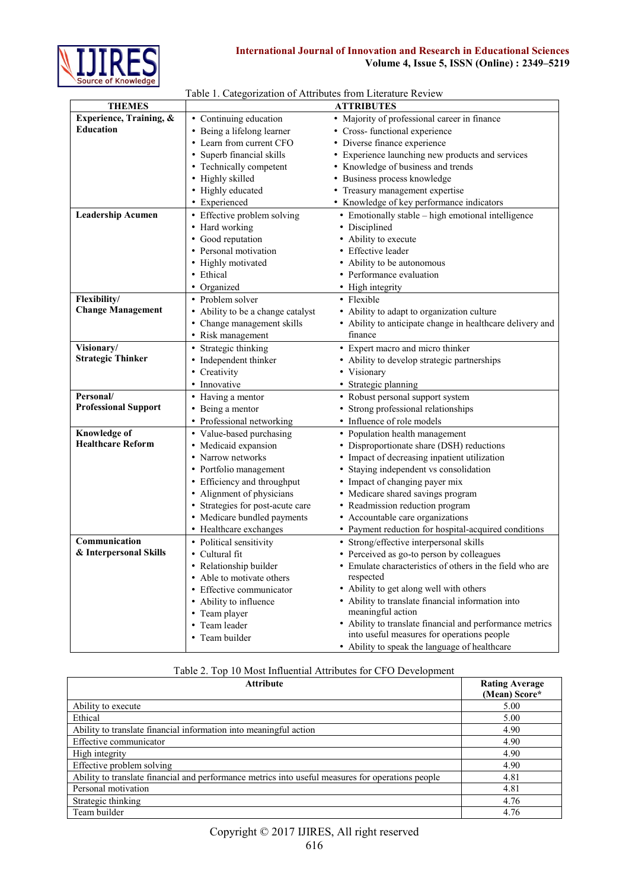Table 1. Categorization of Attributes from Literature Review

| THEMES | ATTRIBUTES | |
|---|---|---|
| **Experience, Training, & Education** | • Continuing education<br>• Being a lifelong learner<br>• Learn from current CFO<br>• Superb financial skills<br>• Technically competent<br>• Highly skilled<br>• Highly educated<br>• Experienced | • Majority of professional career in finance<br>• Cross- functional experience<br>• Diverse finance experience<br>• Experience launching new products and services<br>• Knowledge of business and trends<br>• Business process knowledge<br>• Treasury management expertise<br>• Knowledge of key performance indicators |
| **Leadership Acumen** | • Effective problem solving<br>• Hard working<br>• Good reputation<br>• Personal motivation<br>• Highly motivated<br>• Ethical<br>• Organized | • Emotionally stable – high emotional intelligence<br>• Disciplined<br>• Ability to execute<br>• Effective leader<br>• Ability to be autonomous<br>• Performance evaluation<br>• High integrity |
| **Flexibility/ Change Management** | • Problem solver<br>• Ability to be a change catalyst<br>• Change management skills<br>• Risk management | • Flexible<br>• Ability to adapt to organization culture<br>• Ability to anticipate change in healthcare delivery and finance |
| **Visionary/ Strategic Thinker** | • Strategic thinking<br>• Independent thinker<br>• Creativity<br>• Innovative | • Expert macro and micro thinker<br>• Ability to develop strategic partnerships<br>• Visionary<br>• Strategic planning |
| **Personal/ Professional Support** | • Having a mentor<br>• Being a mentor<br>• Professional networking | • Robust personal support system<br>• Strong professional relationships<br>• Influence of role models |
| **Knowledge of Healthcare Reform** | • Value-based purchasing<br>• Medicaid expansion<br>• Narrow networks<br>• Portfolio management<br>• Efficiency and throughput<br>• Alignment of physicians<br>• Strategies for post-acute care<br>• Medicare bundled payments<br>• Healthcare exchanges | • Population health management<br>• Disproportionate share (DSH) reductions<br>• Impact of decreasing inpatient utilization<br>• Staying independent vs consolidation<br>• Impact of changing payer mix<br>• Medicare shared savings program<br>• Readmission reduction program<br>• Accountable care organizations<br>• Payment reduction for hospital-acquired conditions |
| **Communication & Interpersonal Skills** | • Political sensitivity<br>• Cultural fit<br>• Relationship builder<br>• Able to motivate others<br>• Effective communicator<br>• Ability to influence<br>• Team player<br>• Team leader<br>• Team builder | • Strong/effective interpersonal skills<br>• Perceived as go-to person by colleagues<br>• Emulate characteristics of others in the field who are respected<br>• Ability to get along well with others<br>• Ability to translate financial information into meaningful action<br>• Ability to translate financial and performance metrics into useful measures for operations people<br>• Ability to speak the language of healthcare |

Table 2. Top 10 Most Influential Attributes for CFO Development

| Attribute | Rating Average (Mean) Score* |
|---|---|
| Ability to execute | 5.00 |
| Ethical | 5.00 |
| Ability to translate financial information into meaningful action | 4.90 |
| Effective communicator | 4.90 |
| High integrity | 4.90 |
| Effective problem solving | 4.90 |
| Ability to translate financial and performance metrics into useful measures for operations people | 4.81 |
| Personal motivation | 4.81 |
| Strategic thinking | 4.76 |
| Team builder | 4.76 |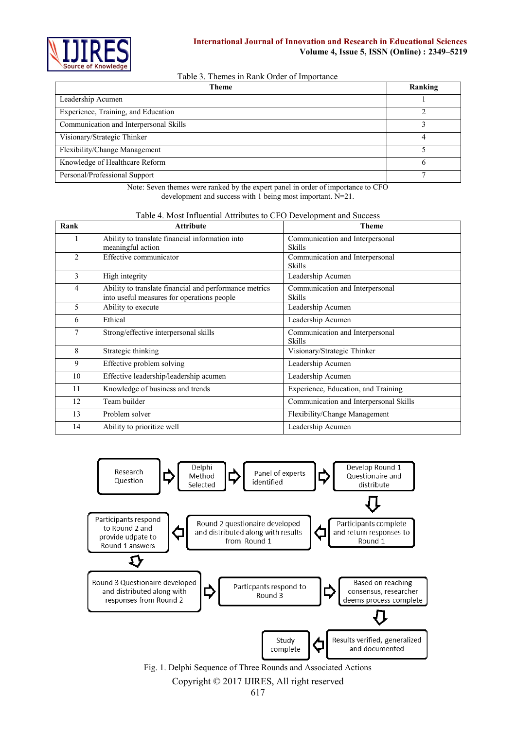Table 3. Themes in Rank Order of Importance

| Theme | Ranking |
|---|---|
| Leadership Acumen | 1 |
| Experience, Training, and Education | 2 |
| Communication and Interpersonal Skills | 3 |
| Visionary/Strategic Thinker | 4 |
| Flexibility/Change Management | 5 |
| Knowledge of Healthcare Reform | 6 |
| Personal/Professional Support | 7 |

Note: Seven themes were ranked by the expert panel in order of importance to CFO development and success with 1 being most important. N=21.

Table 4. Most Influential Attributes to CFO Development and Success

| Rank | Attribute | Theme |
|---|---|---|
| 1 | Ability to translate financial information into meaningful action | Communication and Interpersonal Skills |
| 2 | Effective communicator | Communication and Interpersonal Skills |
| 3 | High integrity | Leadership Acumen |
| 4 | Ability to translate financial and performance metrics into useful measures for operations people | Communication and Interpersonal Skills |
| 5 | Ability to execute | Leadership Acumen |
| 6 | Ethical | Leadership Acumen |
| 7 | Strong/effective interpersonal skills | Communication and Interpersonal Skills |
| 8 | Strategic thinking | Visionary/Strategic Thinker |
| 9 | Effective problem solving | Leadership Acumen |
| 10 | Effective leadership/leadership acumen | Leadership Acumen |
| 11 | Knowledge of business and trends | Experience, Education, and Training |
| 12 | Team builder | Communication and Interpersonal Skills |
| 13 | Problem solver | Flexibility/Change Management |
| 14 | Ability to prioritize well | Leadership Acumen |

Research Question
Delphi Method Selected
Panel of experts identified
Develop Round 1 Questionaire and distribute
Participants complete and return responses to Round 1
Round 2 questionaire developed and distributed along with results from Round 1
Participants respond to Round 2 and provide udpate to Round 1 answers
Round 3 Questionaire developed and distributed along with responses from Round 2
Particpants respond to Round 3
Based on reaching consensus, researcher deems process complete
Results verified, generalized and documented
Study complete

Fig. 1. Delphi Sequence of Three Rounds and Associated Actions